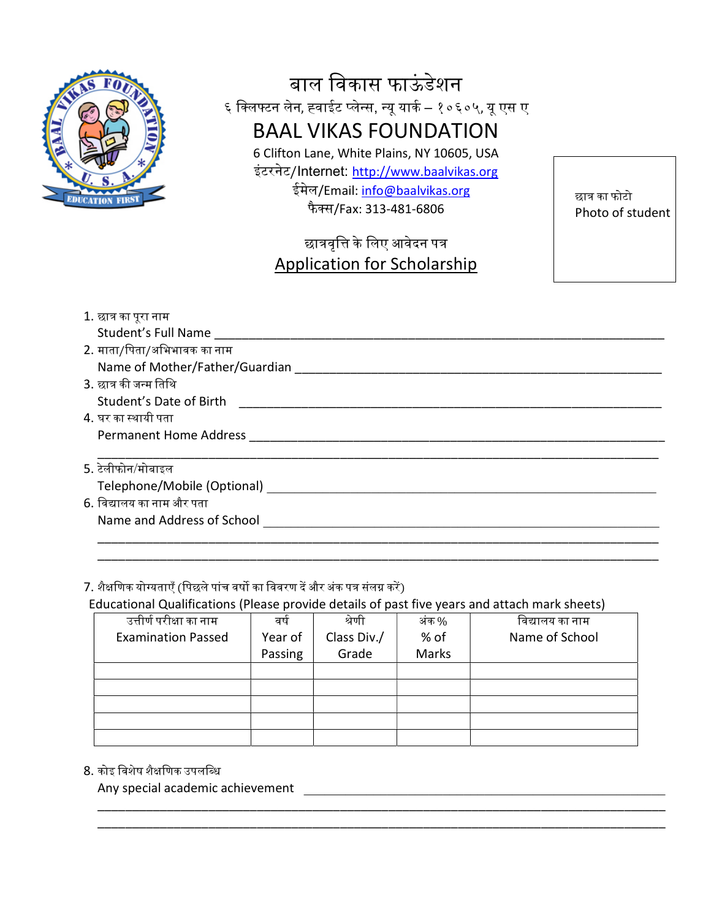# बाल विकास फाऊंडेशन

६ क्लिफ्टन लेन, हवाईट प्लेन्स, न्यू यार्क – १०६०५, यू एस ए

# BAAL VIKAS FOUNDATION

6 Clifton Lane, White Plains, NY 10605, USA

इंटरनेट/Internet: http://www.baalvikas.org

ईमेल/Email: info@baalvikas.org

फैक्स/Fax: 313-481-6806

छात्र का फोटो
Photo of student

## छात्रवृत्ति के लिए आवेदन पत्र
## Application for Scholarship

1. छात्र का पूरा नाम
   Student's Full Name ______________________________________________________________
2. माता/पिता/अभिभावक का नाम
   Name of Mother/Father/Guardian ___________________________________________________
3. छात्र की जन्म तिथि
   Student's Date of Birth ___________________________________________________________
4. घर का स्थायी पता
   Permanent Home Address __________________________________________________________
   ______________________________________________________________________________
5. टेलीफोन/मोबाइल
   Telephone/Mobile (Optional) _______________________________________________________
6. विद्यालय का नाम और पता
   Name and Address of School _______________________________________________________
   ______________________________________________________________________________
   ______________________________________________________________________________

7. शैक्षणिक योग्यताएँ (पिछले पांच वर्षो का विवरण दें और अंक पत्र संलग्न करें)
   Educational Qualifications (Please provide details of past five years and attach mark sheets)

| उत्तीर्ण परीक्षा का नाम<br>Examination Passed | वर्ष<br>Year of Passing | श्रेणी<br>Class Div./ Grade | अंक %<br>% of Marks | विद्यालय का नाम<br>Name of School |
|---|---|---|---|---|
| | | | | |
| | | | | |
| | | | | |
| | | | | |
| | | | | |

8. कोइ विशेष शैक्षणिक उपलब्धि
   Any special academic achievement _________________________________________________
   ______________________________________________________________________________
   ______________________________________________________________________________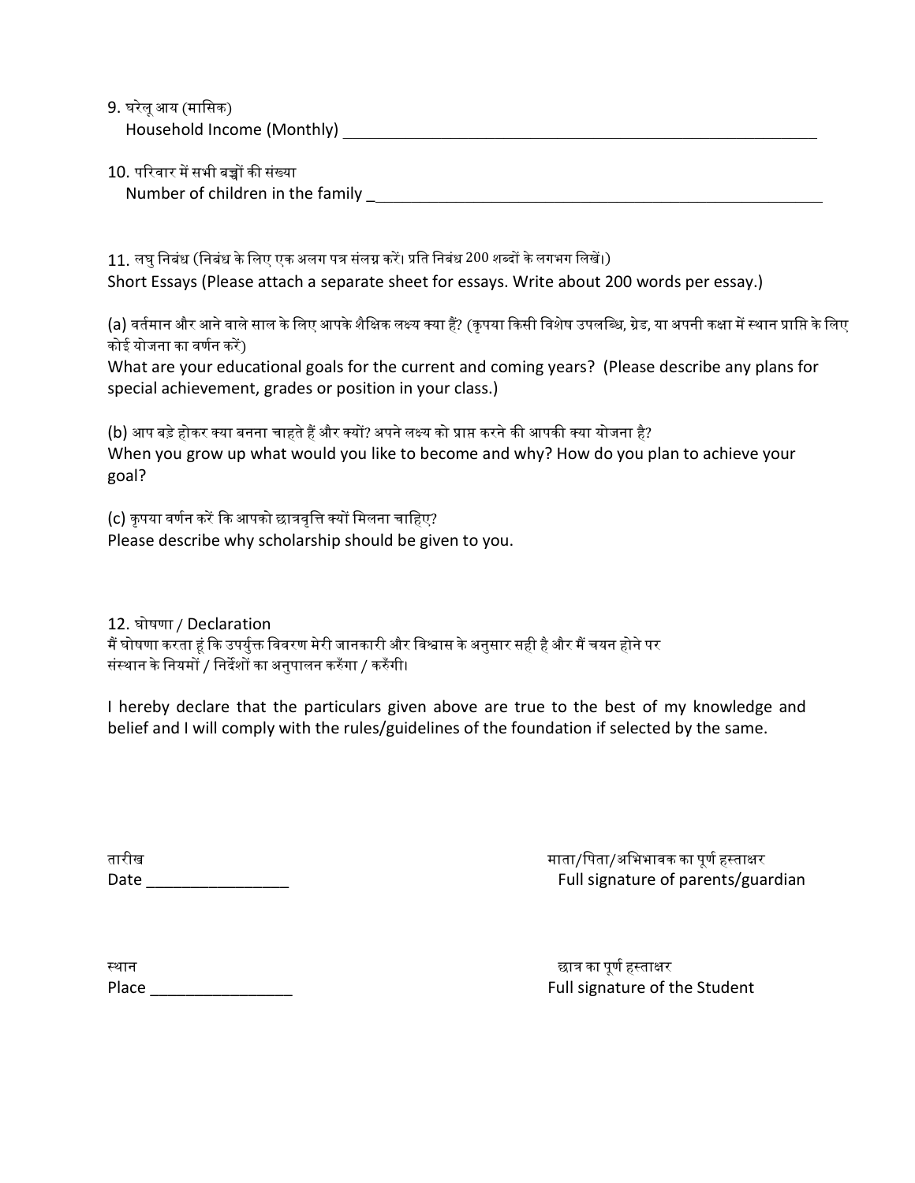9. घरेलू आय (मासिक)
Household Income (Monthly) ____________________________________________________________

10. परिवार में सभी बच्चों की संख्या
Number of children in the family ____________________________________________________________

11. लघु निबंध (निबंध के लिए एक अलग पत्र संलग्न करें। प्रति निबंध 200 शब्दों के लगभग लिखें।)
Short Essays (Please attach a separate sheet for essays. Write about 200 words per essay.)

(a) वर्तमान और आने वाले साल के लिए आपके शैक्षिक लक्ष्य क्या हैं? (कृपया किसी विशेष उपलब्धि, ग्रेड, या अपनी कक्षा में स्थान प्राप्ति के लिए कोई योजना का वर्णन करें)
What are your educational goals for the current and coming years? (Please describe any plans for special achievement, grades or position in your class.)

(b) आप बड़े होकर क्या बनना चाहते हैं और क्यों? अपने लक्ष्य को प्राप्त करने की आपकी क्या योजना है?
When you grow up what would you like to become and why? How do you plan to achieve your goal?

(c) कृपया वर्णन करें कि आपको छात्रवृत्ति क्यों मिलना चाहिए?
Please describe why scholarship should be given to you.

12. घोषणा / Declaration
मैं घोषणा करता हूं कि उपर्युक्त विवरण मेरी जानकारी और विश्वास के अनुसार सही है और मैं चयन होने पर संस्थान के नियमों / निर्देशों का अनुपालन करुँगा / करुँगी।

I hereby declare that the particulars given above are true to the best of my knowledge and belief and I will comply with the rules/guidelines of the foundation if selected by the same.

तारीख
Date ________________

माता/पिता/अभिभावक का पूर्ण हस्ताक्षर
Full signature of parents/guardian

स्थान
Place ________________

छात्र का पूर्ण हस्ताक्षर
Full signature of the Student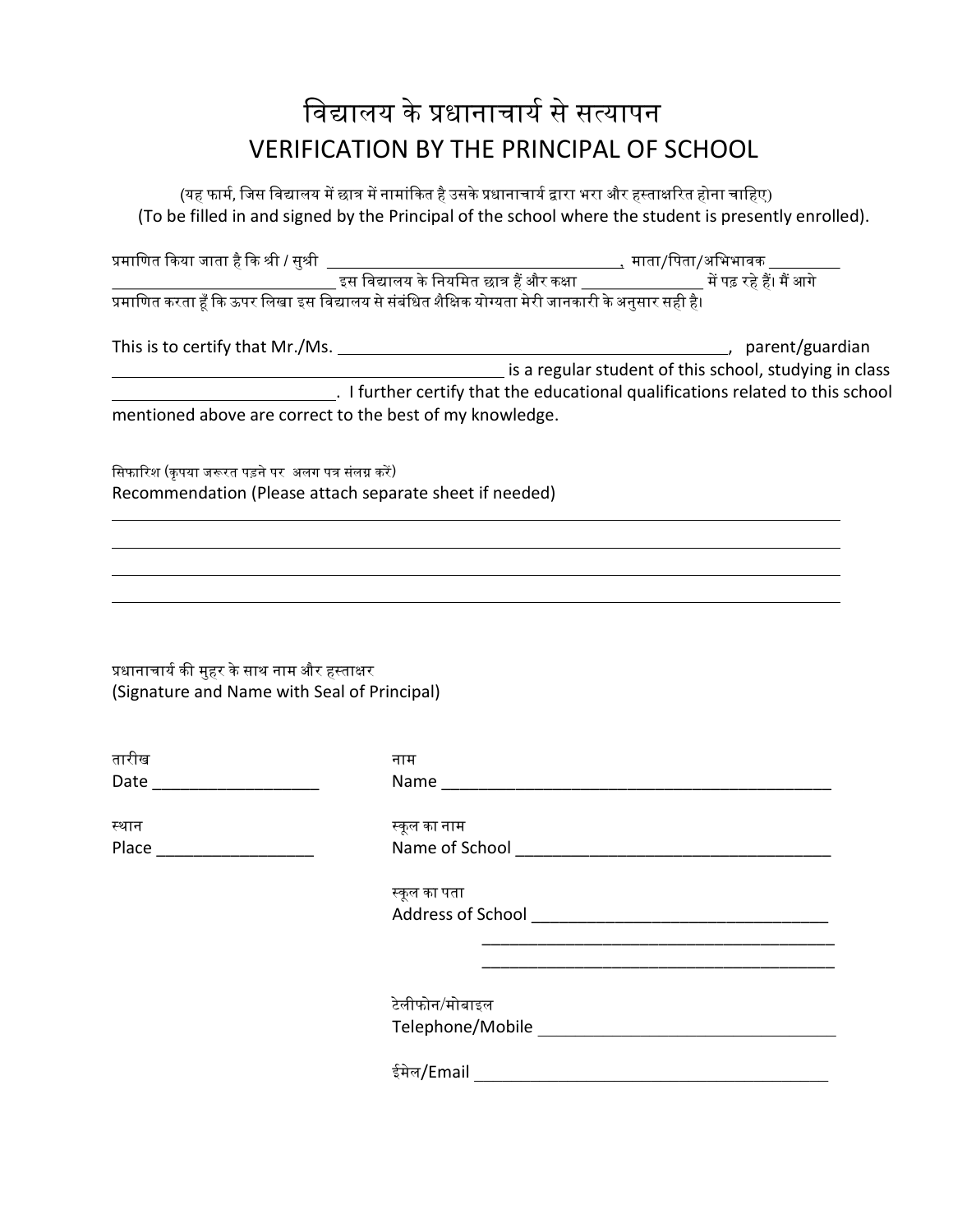# विद्यालय के प्रधानाचार्य से सत्यापन
# VERIFICATION BY THE PRINCIPAL OF SCHOOL

(यह फार्म, जिस विद्यालय में छात्र में नामांकित है उसके प्रधानाचार्य द्वारा भरा और हस्ताक्षरित होना चाहिए)
(To be filled in and signed by the Principal of the school where the student is presently enrolled).

प्रमाणित किया जाता है कि श्री / सुश्री ________________________________, माता/पिता/अभिभावक ________ ________________________ इस विद्यालय के नियमित छात्र हैं और कक्षा ______________ में पढ़ रहे हैं। मैं आगे प्रमाणित करता हूँ कि ऊपर लिखा इस विद्यालय से संबंधित शैक्षिक योग्यता मेरी जानकारी के अनुसार सही है।

This is to certify that Mr./Ms. ________________________________________, parent/guardian ________________________________________ is a regular student of this school, studying in class ________________________. I further certify that the educational qualifications related to this school mentioned above are correct to the best of my knowledge.

सिफारिश (कृपया जरूरत पड़ने पर अलग पत्र संलग्न करें)
Recommendation (Please attach separate sheet if needed)

________________________________________________________________________________
________________________________________________________________________________
________________________________________________________________________________
________________________________________________________________________________

प्रधानाचार्य की मुहर के साथ नाम और हस्ताक्षर
(Signature and Name with Seal of Principal)

तारीख
Date __________________

स्थान
Place _________________

नाम
Name ___________________________________________

स्कूल का नाम
Name of School __________________________________

स्कूल का पता
Address of School ________________________________
________________________________________
________________________________________

टेलीफोन/मोबाइल
Telephone/Mobile ________________________________

ईमेल/Email ______________________________________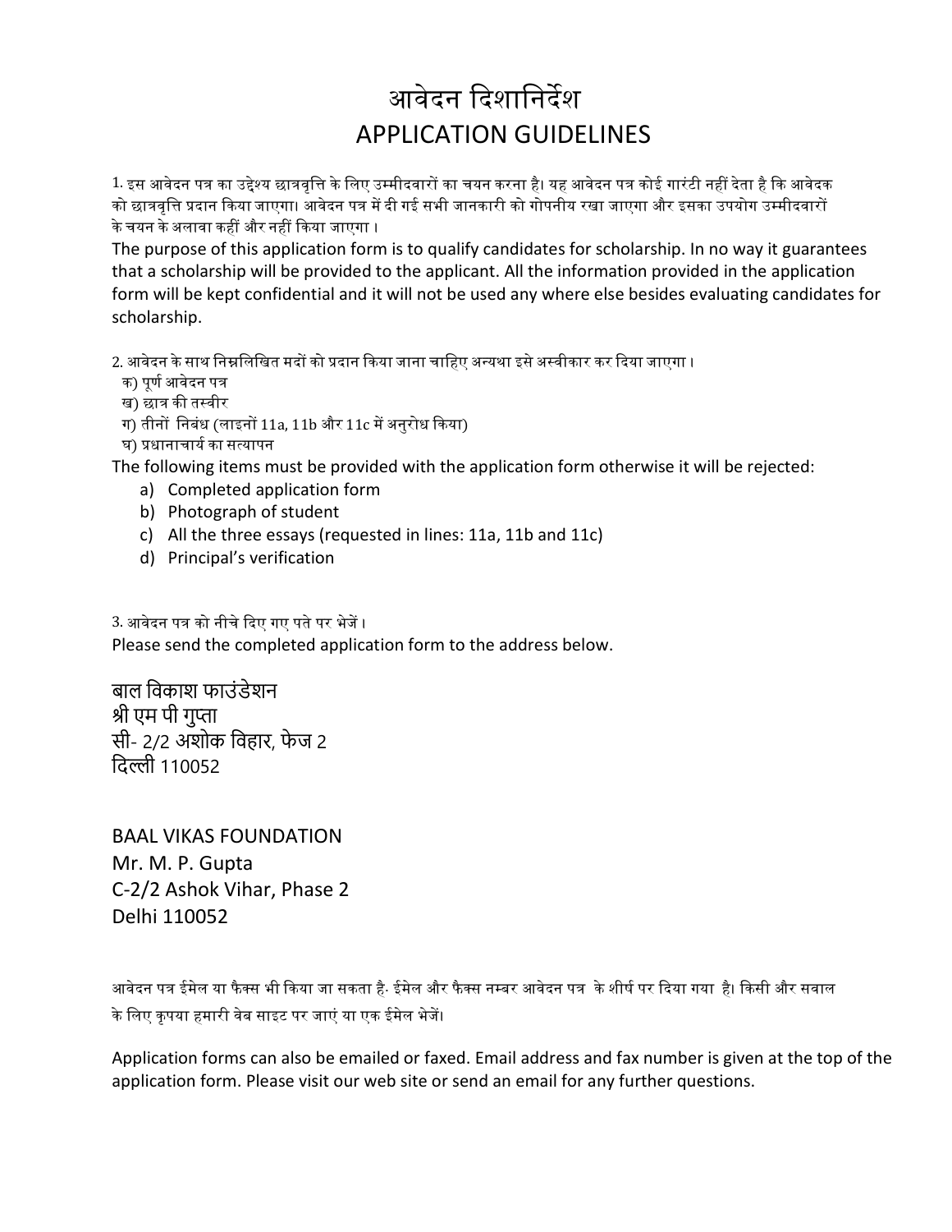# आवेदन दिशानिर्देश
# APPLICATION GUIDELINES

1. इस आवेदन पत्र का उद्देश्य छात्रवृत्ति के लिए उम्मीदवारों का चयन करना है। यह आवेदन पत्र कोई गारंटी नहीं देता है कि आवेदक को छात्रवृत्ति प्रदान किया जाएगा। आवेदन पत्र में दी गई सभी जानकारी को गोपनीय रखा जाएगा और इसका उपयोग उम्मीदवारों के चयन के अलावा कहीं और नहीं किया जाएगा।

The purpose of this application form is to qualify candidates for scholarship. In no way it guarantees that a scholarship will be provided to the applicant. All the information provided in the application form will be kept confidential and it will not be used any where else besides evaluating candidates for scholarship.

2. आवेदन के साथ निम्नलिखित मदों को प्रदान किया जाना चाहिए अन्यथा इसे अस्वीकार कर दिया जाएगा।

क) पूर्ण आवेदन पत्र
ख) छात्र की तस्वीर
ग) तीनों निबंध (लाइनों 11a, 11b और 11c में अनुरोध किया)
घ) प्रधानाचार्य का सत्यापन

The following items must be provided with the application form otherwise it will be rejected:

a) Completed application form
b) Photograph of student
c) All the three essays (requested in lines: 11a, 11b and 11c)
d) Principal's verification

3. आवेदन पत्र को नीचे दिए गए पते पर भेजें।
Please send the completed application form to the address below.

बाल विकाश फाउंडेशन
श्री एम पी गुप्ता
सी- 2/2 अशोक विहार, फेज 2
दिल्ली 110052

BAAL VIKAS FOUNDATION
Mr. M. P. Gupta
C-2/2 Ashok Vihar, Phase 2
Delhi 110052

आवेदन पत्र ईमेल या फैक्स भी किया जा सकता है- ईमेल और फैक्स नम्बर आवेदन पत्र के शीर्ष पर दिया गया है। किसी और सवाल के लिए कृपया हमारी वेब साइट पर जाएं या एक ईमेल भेजें।

Application forms can also be emailed or faxed. Email address and fax number is given at the top of the application form. Please visit our web site or send an email for any further questions.